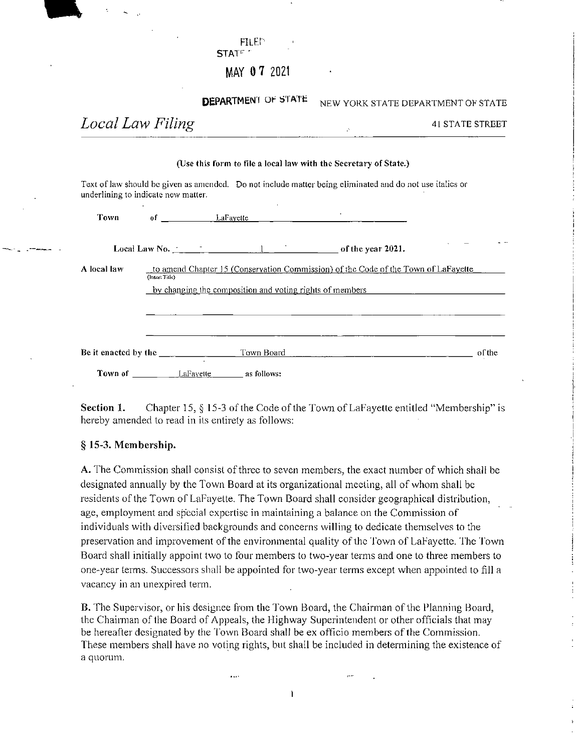FILED
STATE

MAY 07 2021

DEPARTMENT OF STATE NEW YORK STATE DEPARTMENT OF STATE

## *Local Law Filing*

41 STATE STREET

**(Use this form to file a local law with the Secretary of State.)**

Text of law should be given as amended. Do not include matter being eliminated and do not use italics or underlining to indicate new matter.

**Town** of LaFayette

**Local Law No.** 1 **of the year 2021.**

**A local law** to amend Chapter 15 (Conservation Commission) of the Code of the Town of LaFayette by changing the composition and voting rights of members
(Insert Title)

**Be it enacted by the** Town Board of the

**Town of** LaFayette **as follows:**

**Section 1.** Chapter 15, § 15-3 of the Code of the Town of LaFayette entitled "Membership" is hereby amended to read in its entirety as follows:

### § 15-3. Membership.

**A.** The Commission shall consist of three to seven members, the exact number of which shall be designated annually by the Town Board at its organizational meeting, all of whom shall be residents of the Town of LaFayette. The Town Board shall consider geographical distribution, age, employment and special expertise in maintaining a balance on the Commission of individuals with diversified backgrounds and concerns willing to dedicate themselves to the preservation and improvement of the environmental quality of the Town of LaFayette. The Town Board shall initially appoint two to four members to two-year terms and one to three members to one-year terms. Successors shall be appointed for two-year terms except when appointed to fill a vacancy in an unexpired term.

**B.** The Supervisor, or his designee from the Town Board, the Chairman of the Planning Board, the Chairman of the Board of Appeals, the Highway Superintendent or other officials that may be hereafter designated by the Town Board shall be ex officio members of the Commission. These members shall have no voting rights, but shall be included in determining the existence of a quorum.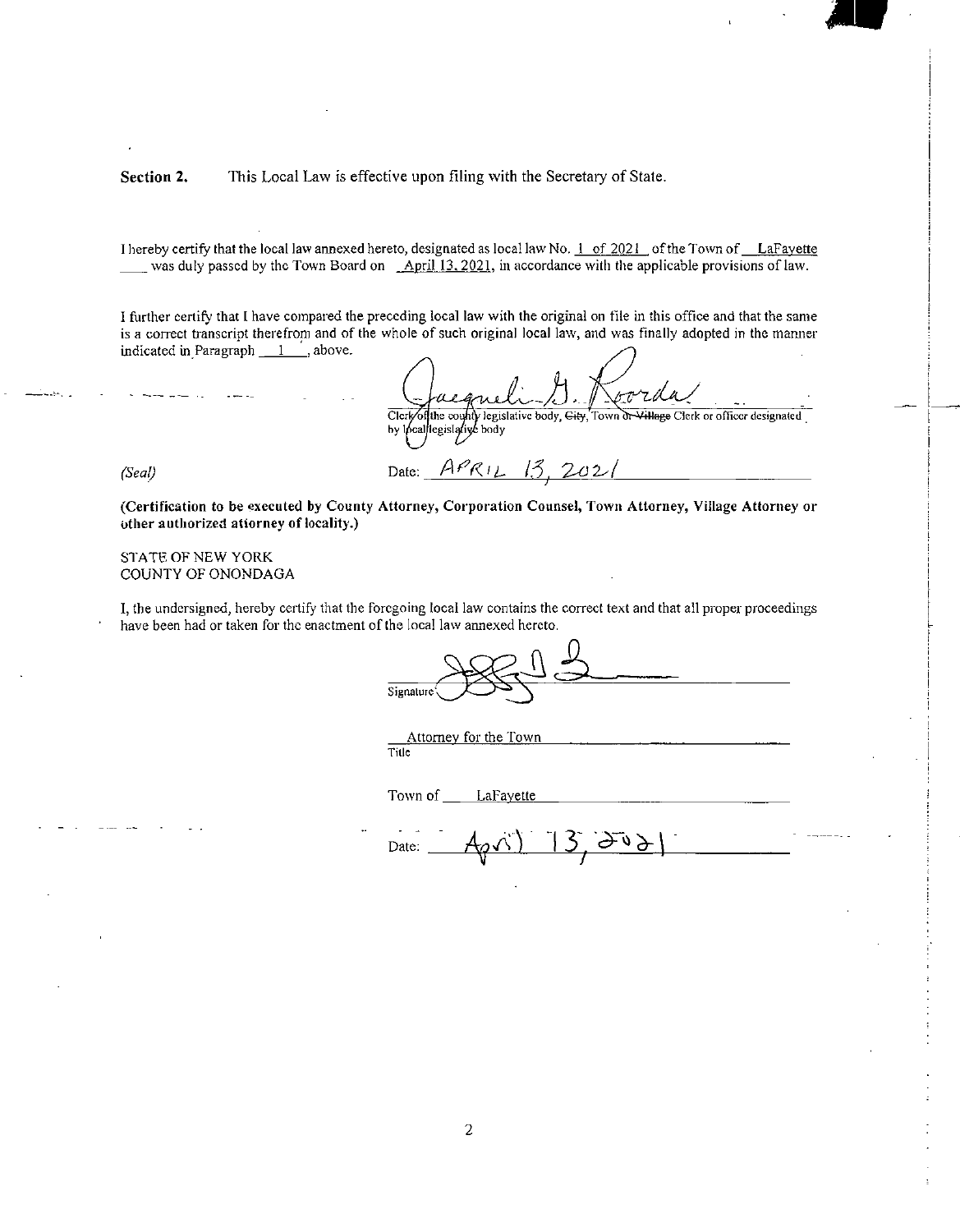**Section 2.** This Local Law is effective upon filing with the Secretary of State.

I hereby certify that the local law annexed hereto, designated as local law No. 1 of 2021 of the Town of LaFayette was duly passed by the Town Board on April 13, 2021, in accordance with the applicable provisions of law.

I further certify that I have compared the preceding local law with the original on file in this office and that the same is a correct transcript therefrom and of the whole of such original local law, and was finally adopted in the manner indicated in Paragraph 1, above.

Jacqueline G. Roorda

Clerk of the county legislative body, ~~City~~, Town ~~or Village~~ Clerk or officer designated by local legislative body

(Seal)

Date: APRIL 13, 2021

**(Certification to be executed by County Attorney, Corporation Counsel, Town Attorney, Village Attorney or other authorized attorney of locality.)**

STATE OF NEW YORK
COUNTY OF ONONDAGA

I, the undersigned, hereby certify that the foregoing local law contains the correct text and that all proper proceedings have been had or taken for the enactment of the local law annexed hereto.

Signature

Attorney for the Town
Title

Town of LaFayette

Date: April 13, 2021